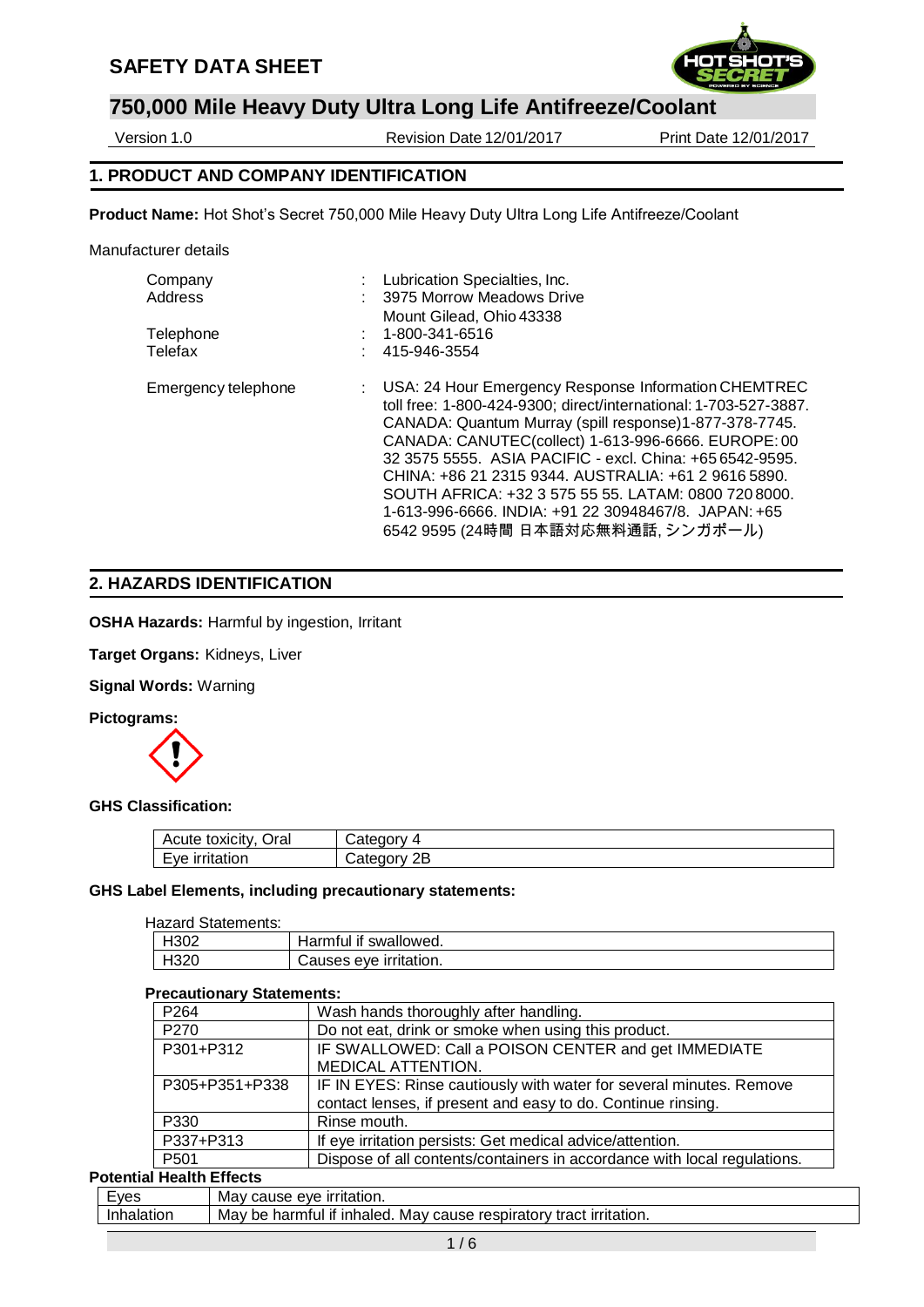# SAFETY DATA SHEET

## 750,000 Mile Heavy Duty Ultra Long Life Antifreeze/Coolant

Version 1.0 | Revision Date 12/01/2017 | Print Date 12/01/2017

## 1. PRODUCT AND COMPANY IDENTIFICATION

**Product Name:** Hot Shot's Secret 750,000 Mile Heavy Duty Ultra Long Life Antifreeze/Coolant

Manufacturer details

| | | |
|---|---|---|
| Company | : | Lubrication Specialties, Inc. |
| Address | : | 3975 Morrow Meadows Drive<br>Mount Gilead, Ohio 43338 |
| Telephone | : | 1-800-341-6516 |
| Telefax | : | 415-946-3554 |
| Emergency telephone | : | USA: 24 Hour Emergency Response Information CHEMTREC toll free: 1-800-424-9300; direct/international: 1-703-527-3887. CANADA: Quantum Murray (spill response)1-877-378-7745. CANADA: CANUTEC(collect) 1-613-996-6666. EUROPE: 00 32 3575 5555. ASIA PACIFIC - excl. China: +65 6542-9595. CHINA: +86 21 2315 9344. AUSTRALIA: +61 2 9616 5890. SOUTH AFRICA: +32 3 575 55 55. LATAM: 0800 720 8000. 1-613-996-6666. INDIA: +91 22 30948467/8. JAPAN: +65 6542 9595 (24時間 日本語対応無料通話, シンガポール) |

## 2. HAZARDS IDENTIFICATION

**OSHA Hazards:** Harmful by ingestion, Irritant

**Target Organs:** Kidneys, Liver

**Signal Words:** Warning

**Pictograms:**

**GHS Classification:**

| Hazard class | Category |
|---|---|
| Acute toxicity, Oral | Category 4 |
| Eye irritation | Category 2B |

**GHS Label Elements, including precautionary statements:**

Hazard Statements:

| Code | Statement |
|---|---|
| H302 | Harmful if swallowed. |
| H320 | Causes eye irritation. |

**Precautionary Statements:**

| Code | Statement |
|---|---|
| P264 | Wash hands thoroughly after handling. |
| P270 | Do not eat, drink or smoke when using this product. |
| P301+P312 | IF SWALLOWED: Call a POISON CENTER and get IMMEDIATE MEDICAL ATTENTION. |
| P305+P351+P338 | IF IN EYES: Rinse cautiously with water for several minutes. Remove contact lenses, if present and easy to do. Continue rinsing. |
| P330 | Rinse mouth. |
| P337+P313 | If eye irritation persists: Get medical advice/attention. |
| P501 | Dispose of all contents/containers in accordance with local regulations. |

**Potential Health Effects**

| Route | Effect |
|---|---|
| Eyes | May cause eye irritation. |
| Inhalation | May be harmful if inhaled. May cause respiratory tract irritation. |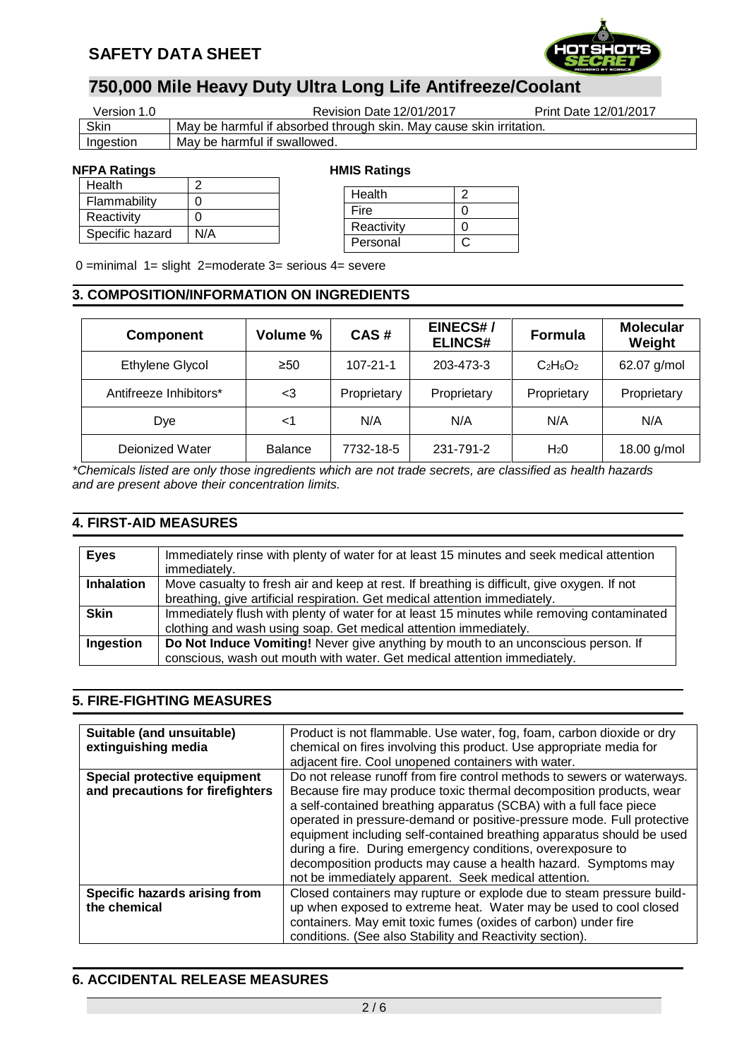| Version 1.0 | Revision Date 12/01/2017 | Print Date 12/01/2017 |
|---|---|---|

| | |
|---|---|
| Skin | May be harmful if absorbed through skin. May cause skin irritation. |
| Ingestion | May be harmful if swallowed. |

**NFPA Ratings**

| | |
|---|---|
| Health | 2 |
| Flammability | 0 |
| Reactivity | 0 |
| Specific hazard | N/A |

**HMIS Ratings**

| | |
|---|---|
| Health | 2 |
| Fire | 0 |
| Reactivity | 0 |
| Personal | C |

0 =minimal 1= slight 2=moderate 3= serious 4= severe

## 3. COMPOSITION/INFORMATION ON INGREDIENTS

| Component | Volume % | CAS # | EINECS# / ELINCS# | Formula | Molecular Weight |
|---|---|---|---|---|---|
| Ethylene Glycol | ≥50 | 107-21-1 | 203-473-3 | $C_2H_6O_2$ | 62.07 g/mol |
| Antifreeze Inhibitors* | <3 | Proprietary | Proprietary | Proprietary | Proprietary |
| Dye | <1 | N/A | N/A | N/A | N/A |
| Deionized Water | Balance | 7732-18-5 | 231-791-2 | $H_20$ | 18.00 g/mol |

*\*Chemicals listed are only those ingredients which are not trade secrets, are classified as health hazards and are present above their concentration limits.*

## 4. FIRST-AID MEASURES

| | |
|---|---|
| **Eyes** | Immediately rinse with plenty of water for at least 15 minutes and seek medical attention immediately. |
| **Inhalation** | Move casualty to fresh air and keep at rest. If breathing is difficult, give oxygen. If not breathing, give artificial respiration. Get medical attention immediately. |
| **Skin** | Immediately flush with plenty of water for at least 15 minutes while removing contaminated clothing and wash using soap. Get medical attention immediately. |
| **Ingestion** | **Do Not Induce Vomiting!** Never give anything by mouth to an unconscious person. If conscious, wash out mouth with water. Get medical attention immediately. |

## 5. FIRE-FIGHTING MEASURES

| | |
|---|---|
| **Suitable (and unsuitable) extinguishing media** | Product is not flammable. Use water, fog, foam, carbon dioxide or dry chemical on fires involving this product. Use appropriate media for adjacent fire. Cool unopened containers with water. |
| **Special protective equipment and precautions for firefighters** | Do not release runoff from fire control methods to sewers or waterways. Because fire may produce toxic thermal decomposition products, wear a self-contained breathing apparatus (SCBA) with a full face piece operated in pressure-demand or positive-pressure mode. Full protective equipment including self-contained breathing apparatus should be used during a fire. During emergency conditions, overexposure to decomposition products may cause a health hazard. Symptoms may not be immediately apparent. Seek medical attention. |
| **Specific hazards arising from the chemical** | Closed containers may rupture or explode due to steam pressure build-up when exposed to extreme heat. Water may be used to cool closed containers. May emit toxic fumes (oxides of carbon) under fire conditions. (See also Stability and Reactivity section). |

## 6. ACCIDENTAL RELEASE MEASURES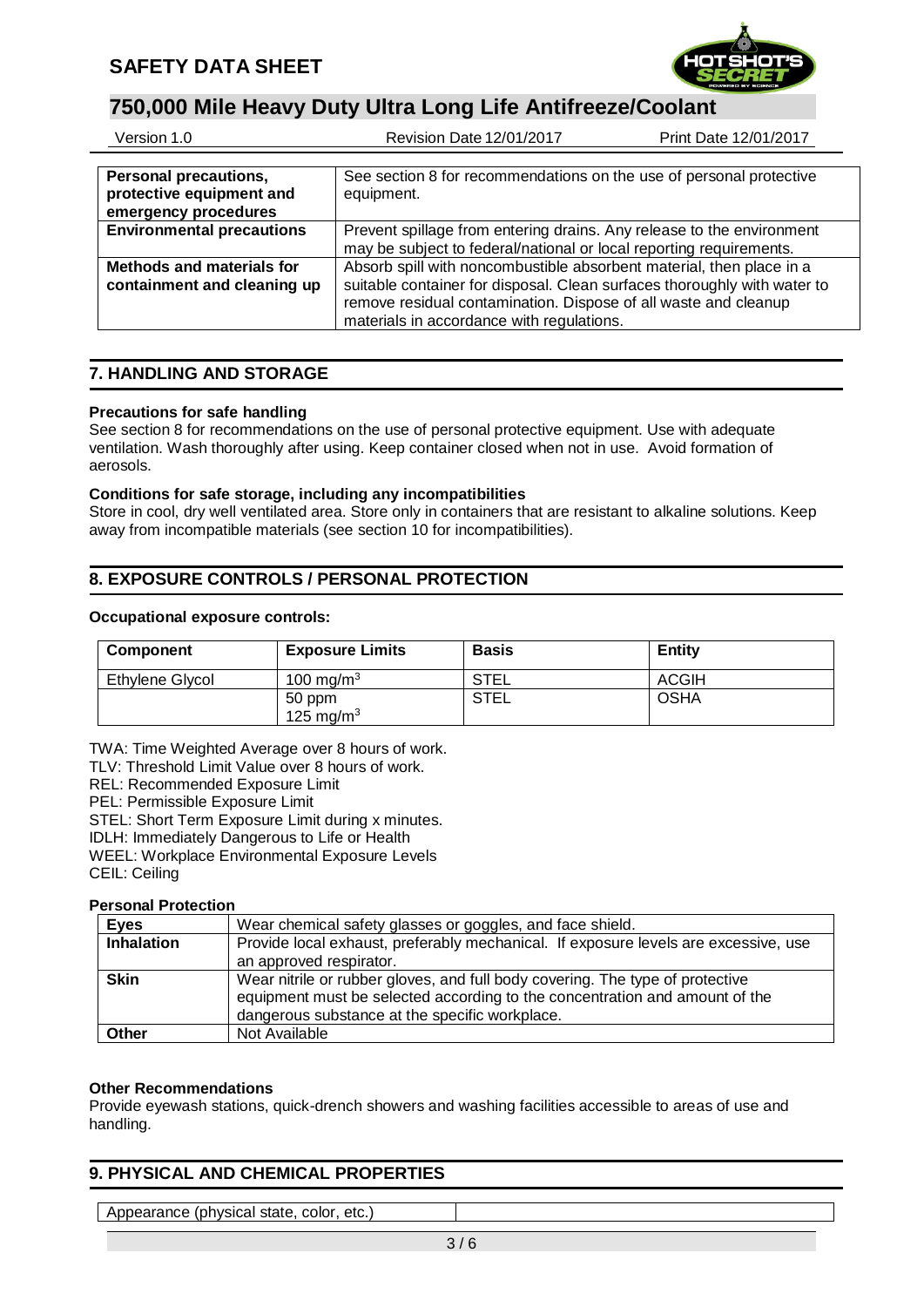| Personal precautions, protective equipment and emergency procedures | See section 8 for recommendations on the use of personal protective equipment. |
|---|---|
| **Environmental precautions** | Prevent spillage from entering drains. Any release to the environment may be subject to federal/national or local reporting requirements. |
| **Methods and materials for containment and cleaning up** | Absorb spill with noncombustible absorbent material, then place in a suitable container for disposal. Clean surfaces thoroughly with water to remove residual contamination. Dispose of all waste and cleanup materials in accordance with regulations. |

## 7. HANDLING AND STORAGE

**Precautions for safe handling**

See section 8 for recommendations on the use of personal protective equipment. Use with adequate ventilation. Wash thoroughly after using. Keep container closed when not in use. Avoid formation of aerosols.

**Conditions for safe storage, including any incompatibilities**

Store in cool, dry well ventilated area. Store only in containers that are resistant to alkaline solutions. Keep away from incompatible materials (see section 10 for incompatibilities).

## 8. EXPOSURE CONTROLS / PERSONAL PROTECTION

**Occupational exposure controls:**

| Component | Exposure Limits | Basis | Entity |
|---|---|---|---|
| Ethylene Glycol | 100 mg/m$^3$ | STEL | ACGIH |
| | 50 ppm<br>125 mg/m$^3$ | STEL | OSHA |

TWA: Time Weighted Average over 8 hours of work.
TLV: Threshold Limit Value over 8 hours of work.
REL: Recommended Exposure Limit
PEL: Permissible Exposure Limit
STEL: Short Term Exposure Limit during x minutes.
IDLH: Immediately Dangerous to Life or Health
WEEL: Workplace Environmental Exposure Levels
CEIL: Ceiling

**Personal Protection**

| Eyes | Wear chemical safety glasses or goggles, and face shield. |
|---|---|
| **Inhalation** | Provide local exhaust, preferably mechanical. If exposure levels are excessive, use an approved respirator. |
| **Skin** | Wear nitrile or rubber gloves, and full body covering. The type of protective equipment must be selected according to the concentration and amount of the dangerous substance at the specific workplace. |
| **Other** | Not Available |

**Other Recommendations**

Provide eyewash stations, quick-drench showers and washing facilities accessible to areas of use and handling.

## 9. PHYSICAL AND CHEMICAL PROPERTIES

| Appearance (physical state, color, etc.) | |
|---|---|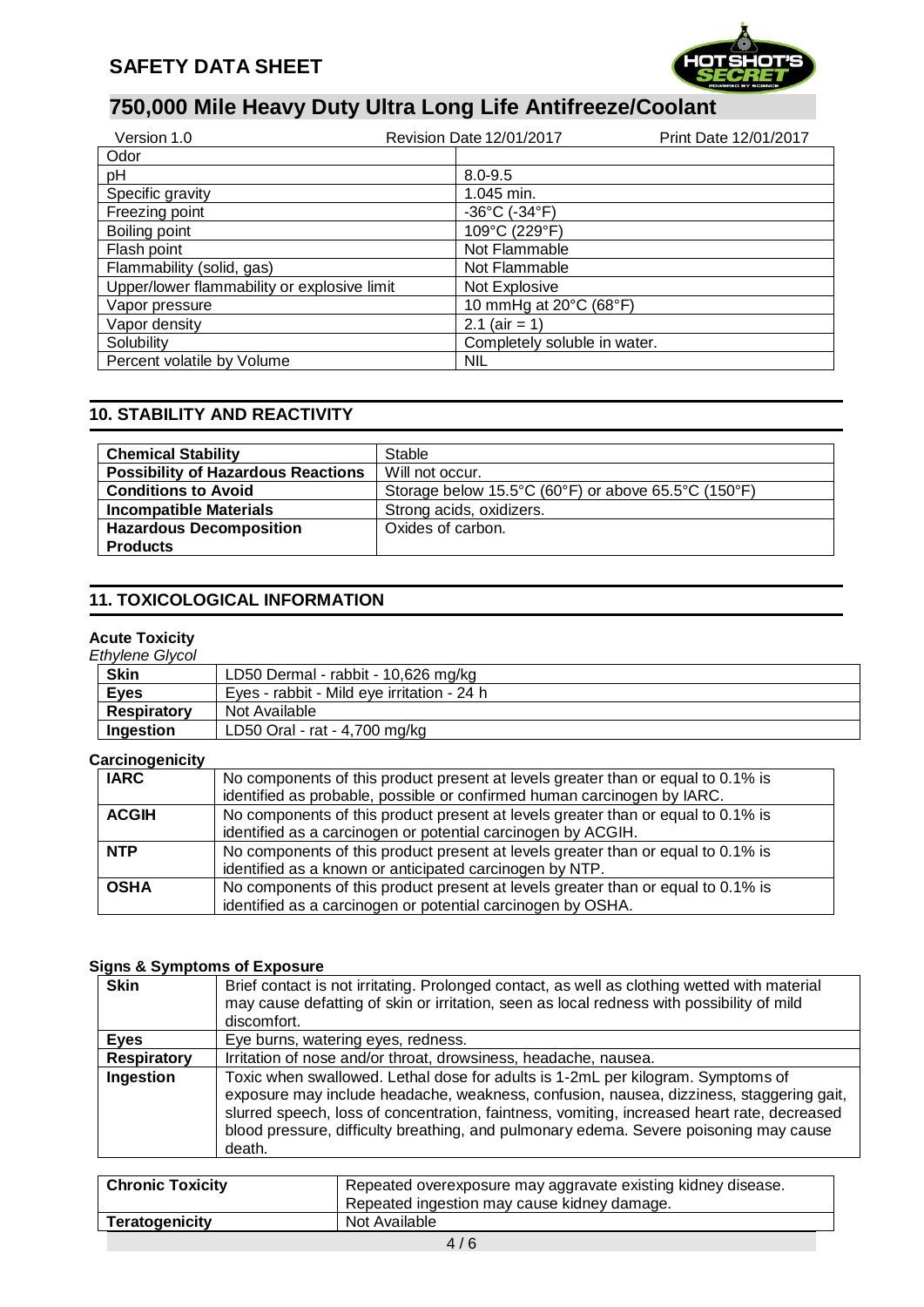| Odor | |
|---|---|
| pH | 8.0-9.5 |
| Specific gravity | 1.045 min. |
| Freezing point | -36°C (-34°F) |
| Boiling point | 109°C (229°F) |
| Flash point | Not Flammable |
| Flammability (solid, gas) | Not Flammable |
| Upper/lower flammability or explosive limit | Not Explosive |
| Vapor pressure | 10 mmHg at 20°C (68°F) |
| Vapor density | 2.1 (air = 1) |
| Solubility | Completely soluble in water. |
| Percent volatile by Volume | NIL |

## 10. STABILITY AND REACTIVITY

| | |
|---|---|
| **Chemical Stability** | Stable |
| **Possibility of Hazardous Reactions** | Will not occur. |
| **Conditions to Avoid** | Storage below 15.5°C (60°F) or above 65.5°C (150°F) |
| **Incompatible Materials** | Strong acids, oxidizers. |
| **Hazardous Decomposition Products** | Oxides of carbon. |

## 11. TOXICOLOGICAL INFORMATION

**Acute Toxicity**

*Ethylene Glycol*

| | |
|---|---|
| **Skin** | LD50 Dermal - rabbit - 10,626 mg/kg |
| **Eyes** | Eyes - rabbit - Mild eye irritation - 24 h |
| **Respiratory** | Not Available |
| **Ingestion** | LD50 Oral - rat - 4,700 mg/kg |

**Carcinogenicity**

| | |
|---|---|
| **IARC** | No components of this product present at levels greater than or equal to 0.1% is identified as probable, possible or confirmed human carcinogen by IARC. |
| **ACGIH** | No components of this product present at levels greater than or equal to 0.1% is identified as a carcinogen or potential carcinogen by ACGIH. |
| **NTP** | No components of this product present at levels greater than or equal to 0.1% is identified as a known or anticipated carcinogen by NTP. |
| **OSHA** | No components of this product present at levels greater than or equal to 0.1% is identified as a carcinogen or potential carcinogen by OSHA. |

**Signs & Symptoms of Exposure**

| | |
|---|---|
| **Skin** | Brief contact is not irritating. Prolonged contact, as well as clothing wetted with material may cause defatting of skin or irritation, seen as local redness with possibility of mild discomfort. |
| **Eyes** | Eye burns, watering eyes, redness. |
| **Respiratory** | Irritation of nose and/or throat, drowsiness, headache, nausea. |
| **Ingestion** | Toxic when swallowed. Lethal dose for adults is 1-2mL per kilogram. Symptoms of exposure may include headache, weakness, confusion, nausea, dizziness, staggering gait, slurred speech, loss of concentration, faintness, vomiting, increased heart rate, decreased blood pressure, difficulty breathing, and pulmonary edema. Severe poisoning may cause death. |

| | |
|---|---|
| **Chronic Toxicity** | Repeated overexposure may aggravate existing kidney disease. Repeated ingestion may cause kidney damage. |
| **Teratogenicity** | Not Available |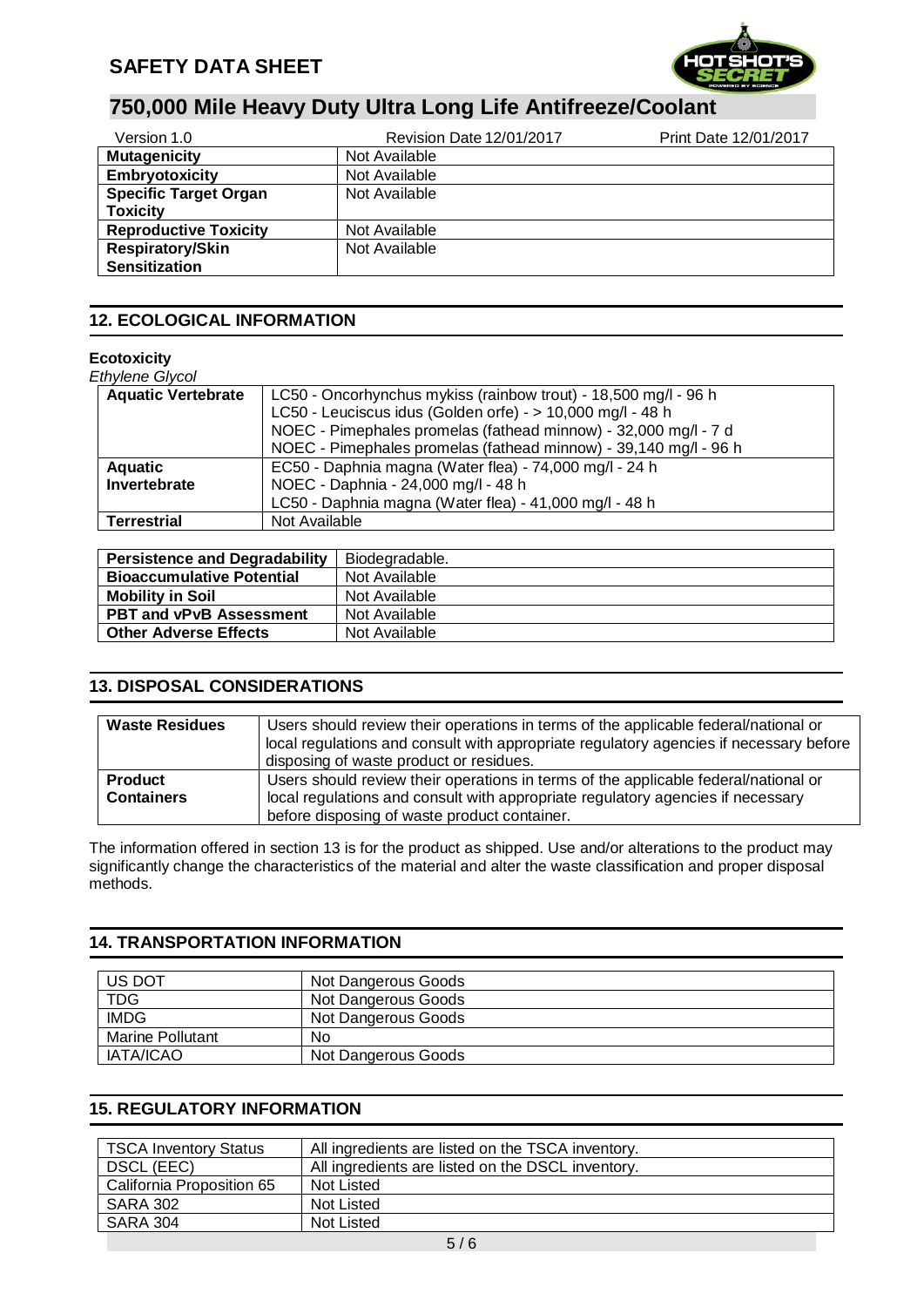| | |
|---|---|
| **Mutagenicity** | Not Available |
| **Embryotoxicity** | Not Available |
| **Specific Target Organ Toxicity** | Not Available |
| **Reproductive Toxicity** | Not Available |
| **Respiratory/Skin Sensitization** | Not Available |

## 12. ECOLOGICAL INFORMATION

**Ecotoxicity**

*Ethylene Glycol*

| | |
|---|---|
| **Aquatic Vertebrate** | LC50 - Oncorhynchus mykiss (rainbow trout) - 18,500 mg/l - 96 h<br>LC50 - Leuciscus idus (Golden orfe) - > 10,000 mg/l - 48 h<br>NOEC - Pimephales promelas (fathead minnow) - 32,000 mg/l - 7 d<br>NOEC - Pimephales promelas (fathead minnow) - 39,140 mg/l - 96 h |
| **Aquatic Invertebrate** | EC50 - Daphnia magna (Water flea) - 74,000 mg/l - 24 h<br>NOEC - Daphnia - 24,000 mg/l - 48 h<br>LC50 - Daphnia magna (Water flea) - 41,000 mg/l - 48 h |
| **Terrestrial** | Not Available |

| | |
|---|---|
| **Persistence and Degradability** | Biodegradable. |
| **Bioaccumulative Potential** | Not Available |
| **Mobility in Soil** | Not Available |
| **PBT and vPvB Assessment** | Not Available |
| **Other Adverse Effects** | Not Available |

## 13. DISPOSAL CONSIDERATIONS

| | |
|---|---|
| **Waste Residues** | Users should review their operations in terms of the applicable federal/national or local regulations and consult with appropriate regulatory agencies if necessary before disposing of waste product or residues. |
| **Product Containers** | Users should review their operations in terms of the applicable federal/national or local regulations and consult with appropriate regulatory agencies if necessary before disposing of waste product container. |

The information offered in section 13 is for the product as shipped. Use and/or alterations to the product may significantly change the characteristics of the material and alter the waste classification and proper disposal methods.

## 14. TRANSPORTATION INFORMATION

| | |
|---|---|
| US DOT | Not Dangerous Goods |
| TDG | Not Dangerous Goods |
| IMDG | Not Dangerous Goods |
| Marine Pollutant | No |
| IATA/ICAO | Not Dangerous Goods |

## 15. REGULATORY INFORMATION

| | |
|---|---|
| TSCA Inventory Status | All ingredients are listed on the TSCA inventory. |
| DSCL (EEC) | All ingredients are listed on the DSCL inventory. |
| California Proposition 65 | Not Listed |
| SARA 302 | Not Listed |
| SARA 304 | Not Listed |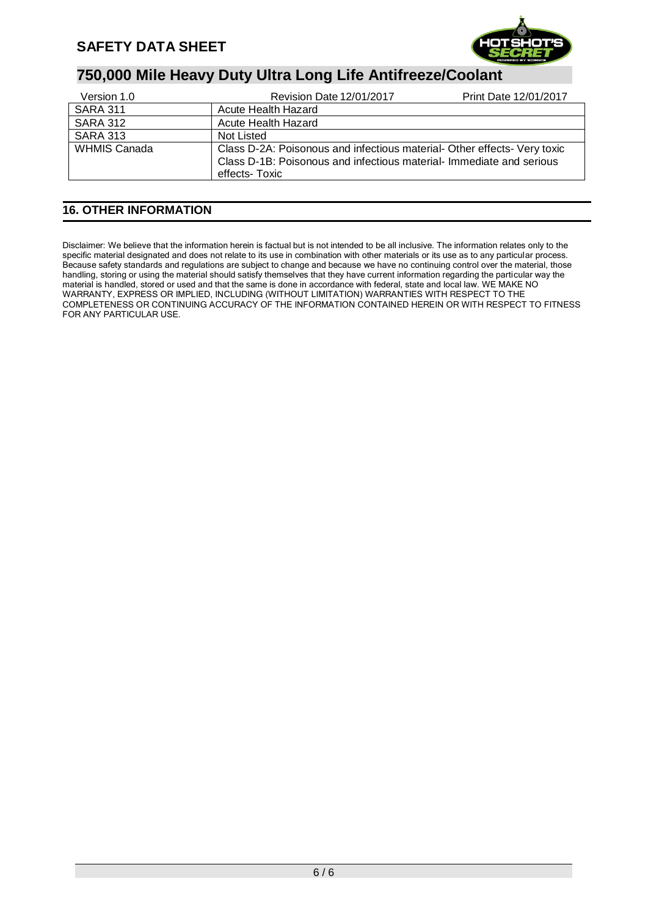| | |
|---|---|
| SARA 311 | Acute Health Hazard |
| SARA 312 | Acute Health Hazard |
| SARA 313 | Not Listed |
| WHMIS Canada | Class D-2A: Poisonous and infectious material- Other effects- Very toxic Class D-1B: Poisonous and infectious material- Immediate and serious effects- Toxic |

## 16. OTHER INFORMATION

Disclaimer: We believe that the information herein is factual but is not intended to be all inclusive. The information relates only to the specific material designated and does not relate to its use in combination with other materials or its use as to any particular process. Because safety standards and regulations are subject to change and because we have no continuing control over the material, those handling, storing or using the material should satisfy themselves that they have current information regarding the particular way the material is handled, stored or used and that the same is done in accordance with federal, state and local law. WE MAKE NO WARRANTY, EXPRESS OR IMPLIED, INCLUDING (WITHOUT LIMITATION) WARRANTIES WITH RESPECT TO THE COMPLETENESS OR CONTINUING ACCURACY OF THE INFORMATION CONTAINED HEREIN OR WITH RESPECT TO FITNESS FOR ANY PARTICULAR USE.